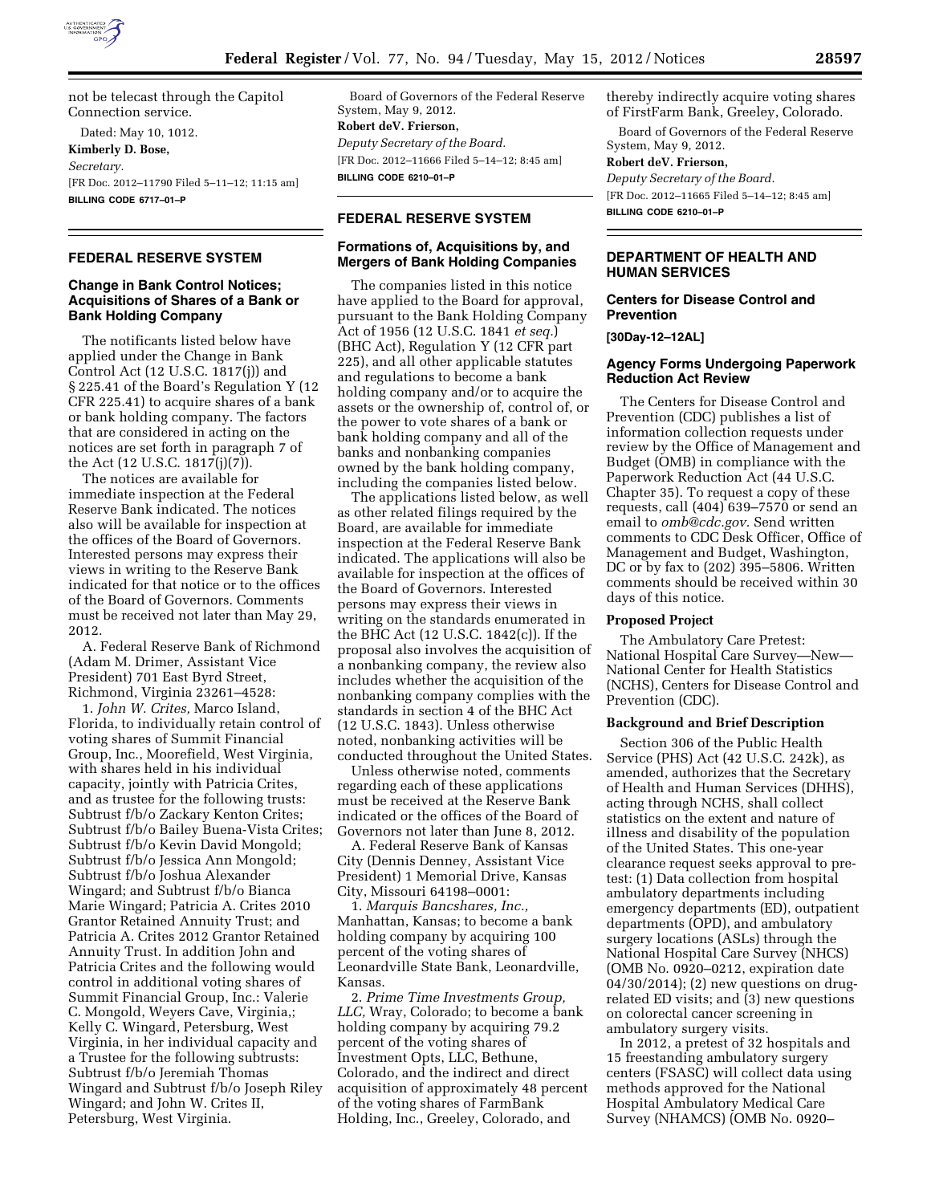not be telecast through the Capitol Connection service.

Dated: May 10, 1012.

**Kimberly D. Bose,**

*Secretary.*

[FR Doc. 2012–11790 Filed 5–11–12; 11:15 am]

**BILLING CODE 6717–01–P**

## FEDERAL RESERVE SYSTEM

### Change in Bank Control Notices; Acquisitions of Shares of a Bank or Bank Holding Company

The notificants listed below have applied under the Change in Bank Control Act (12 U.S.C. 1817(j)) and § 225.41 of the Board's Regulation Y (12 CFR 225.41) to acquire shares of a bank or bank holding company. The factors that are considered in acting on the notices are set forth in paragraph 7 of the Act (12 U.S.C. 1817(j)(7)).

The notices are available for immediate inspection at the Federal Reserve Bank indicated. The notices also will be available for inspection at the offices of the Board of Governors. Interested persons may express their views in writing to the Reserve Bank indicated for that notice or to the offices of the Board of Governors. Comments must be received not later than May 29, 2012.

A. Federal Reserve Bank of Richmond (Adam M. Drimer, Assistant Vice President) 701 East Byrd Street, Richmond, Virginia 23261–4528:

1. *John W. Crites,* Marco Island, Florida, to individually retain control of voting shares of Summit Financial Group, Inc., Moorefield, West Virginia, with shares held in his individual capacity, jointly with Patricia Crites, and as trustee for the following trusts: Subtrust f/b/o Zackary Kenton Crites; Subtrust f/b/o Bailey Buena-Vista Crites; Subtrust f/b/o Kevin David Mongold; Subtrust f/b/o Jessica Ann Mongold; Subtrust f/b/o Joshua Alexander Wingard; and Subtrust f/b/o Bianca Marie Wingard; Patricia A. Crites 2010 Grantor Retained Annuity Trust; and Patricia A. Crites 2012 Grantor Retained Annuity Trust. In addition John and Patricia Crites and the following would control in additional voting shares of Summit Financial Group, Inc.: Valerie C. Mongold, Weyers Cave, Virginia,; Kelly C. Wingard, Petersburg, West Virginia, in her individual capacity and a Trustee for the following subtrusts: Subtrust f/b/o Jeremiah Thomas Wingard and Subtrust f/b/o Joseph Riley Wingard; and John W. Crites II, Petersburg, West Virginia.

Board of Governors of the Federal Reserve System, May 9, 2012.

**Robert deV. Frierson,**

*Deputy Secretary of the Board.*

[FR Doc. 2012–11666 Filed 5–14–12; 8:45 am]

**BILLING CODE 6210–01–P**

## FEDERAL RESERVE SYSTEM

### Formations of, Acquisitions by, and Mergers of Bank Holding Companies

The companies listed in this notice have applied to the Board for approval, pursuant to the Bank Holding Company Act of 1956 (12 U.S.C. 1841 *et seq.*) (BHC Act), Regulation Y (12 CFR part 225), and all other applicable statutes and regulations to become a bank holding company and/or to acquire the assets or the ownership of, control of, or the power to vote shares of a bank or bank holding company and all of the banks and nonbanking companies owned by the bank holding company, including the companies listed below.

The applications listed below, as well as other related filings required by the Board, are available for immediate inspection at the Federal Reserve Bank indicated. The applications will also be available for inspection at the offices of the Board of Governors. Interested persons may express their views in writing on the standards enumerated in the BHC Act (12 U.S.C. 1842(c)). If the proposal also involves the acquisition of a nonbanking company, the review also includes whether the acquisition of the nonbanking company complies with the standards in section 4 of the BHC Act (12 U.S.C. 1843). Unless otherwise noted, nonbanking activities will be conducted throughout the United States.

Unless otherwise noted, comments regarding each of these applications must be received at the Reserve Bank indicated or the offices of the Board of Governors not later than June 8, 2012.

A. Federal Reserve Bank of Kansas City (Dennis Denney, Assistant Vice President) 1 Memorial Drive, Kansas City, Missouri 64198–0001:

1. *Marquis Bancshares, Inc.,* Manhattan, Kansas; to become a bank holding company by acquiring 100 percent of the voting shares of Leonardville State Bank, Leonardville, Kansas.

2. *Prime Time Investments Group, LLC,* Wray, Colorado; to become a bank holding company by acquiring 79.2 percent of the voting shares of Investment Opts, LLC, Bethune, Colorado, and the indirect and direct acquisition of approximately 48 percent of the voting shares of FarmBank Holding, Inc., Greeley, Colorado, and thereby indirectly acquire voting shares of FirstFarm Bank, Greeley, Colorado.

Board of Governors of the Federal Reserve System, May 9, 2012.

**Robert deV. Frierson,**

*Deputy Secretary of the Board.*

[FR Doc. 2012–11665 Filed 5–14–12; 8:45 am]

**BILLING CODE 6210–01–P**

## DEPARTMENT OF HEALTH AND HUMAN SERVICES

### Centers for Disease Control and Prevention

**[30Day-12–12AL]**

### Agency Forms Undergoing Paperwork Reduction Act Review

The Centers for Disease Control and Prevention (CDC) publishes a list of information collection requests under review by the Office of Management and Budget (OMB) in compliance with the Paperwork Reduction Act (44 U.S.C. Chapter 35). To request a copy of these requests, call (404) 639–7570 or send an email to *omb@cdc.gov.* Send written comments to CDC Desk Officer, Office of Management and Budget, Washington, DC or by fax to (202) 395–5806. Written comments should be received within 30 days of this notice.

**Proposed Project**

The Ambulatory Care Pretest: National Hospital Care Survey—New—National Center for Health Statistics (NCHS), Centers for Disease Control and Prevention (CDC).

**Background and Brief Description**

Section 306 of the Public Health Service (PHS) Act (42 U.S.C. 242k), as amended, authorizes that the Secretary of Health and Human Services (DHHS), acting through NCHS, shall collect statistics on the extent and nature of illness and disability of the population of the United States. This one-year clearance request seeks approval to pre-test: (1) Data collection from hospital ambulatory departments including emergency departments (ED), outpatient departments (OPD), and ambulatory surgery locations (ASLs) through the National Hospital Care Survey (NHCS) (OMB No. 0920–0212, expiration date 04/30/2014); (2) new questions on drug-related ED visits; and (3) new questions on colorectal cancer screening in ambulatory surgery visits.

In 2012, a pretest of 32 hospitals and 15 freestanding ambulatory surgery centers (FSASC) will collect data using methods approved for the National Hospital Ambulatory Medical Care Survey (NHAMCS) (OMB No. 0920–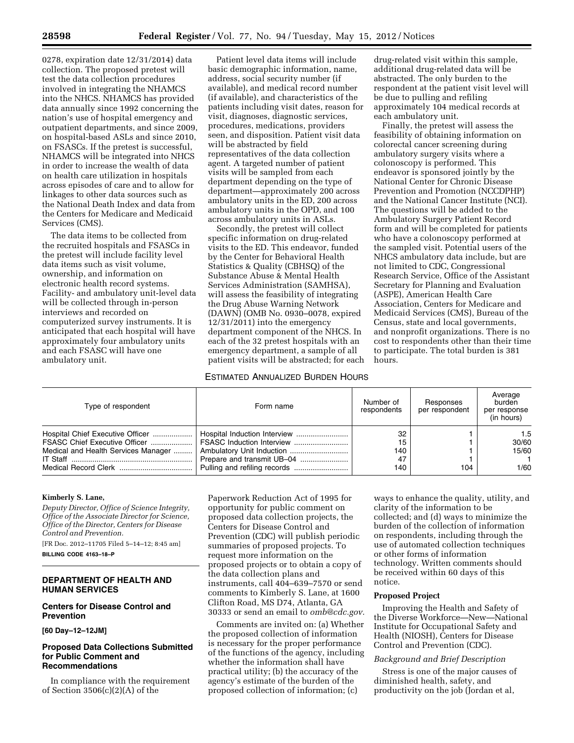0278, expiration date 12/31/2014) data collection. The proposed pretest will test the data collection procedures involved in integrating the NHAMCS into the NHCS. NHAMCS has provided data annually since 1992 concerning the nation's use of hospital emergency and outpatient departments, and since 2009, on hospital-based ASLs and since 2010, on FSASCs. If the pretest is successful, NHAMCS will be integrated into NHCS in order to increase the wealth of data on health care utilization in hospitals across episodes of care and to allow for linkages to other data sources such as the National Death Index and data from the Centers for Medicare and Medicaid Services (CMS).

The data items to be collected from the recruited hospitals and FSASCs in the pretest will include facility level data items such as visit volume, ownership, and information on electronic health record systems. Facility- and ambulatory unit-level data will be collected through in-person interviews and recorded on computerized survey instruments. It is anticipated that each hospital will have approximately four ambulatory units and each FSASC will have one ambulatory unit.

Patient level data items will include basic demographic information, name, address, social security number (if available), and medical record number (if available), and characteristics of the patients including visit dates, reason for visit, diagnoses, diagnostic services, procedures, medications, providers seen, and disposition. Patient visit data will be abstracted by field representatives of the data collection agent. A targeted number of patient visits will be sampled from each department depending on the type of department—approximately 200 across ambulatory units in the ED, 200 across ambulatory units in the OPD, and 100 across ambulatory units in ASLs.

Secondly, the pretest will collect specific information on drug-related visits to the ED. This endeavor, funded by the Center for Behavioral Health Statistics & Quality (CBHSQ) of the Substance Abuse & Mental Health Services Administration (SAMHSA), will assess the feasibility of integrating the Drug Abuse Warning Network (DAWN) (OMB No. 0930–0078, expired 12/31/2011) into the emergency department component of the NHCS. In each of the 32 pretest hospitals with an emergency department, a sample of all patient visits will be abstracted; for each drug-related visit within this sample, additional drug-related data will be abstracted. The only burden to the respondent at the patient visit level will be due to pulling and refiling approximately 104 medical records at each ambulatory unit.

Finally, the pretest will assess the feasibility of obtaining information on colorectal cancer screening during ambulatory surgery visits where a colonoscopy is performed. This endeavor is sponsored jointly by the National Center for Chronic Disease Prevention and Promotion (NCCDPHP) and the National Cancer Institute (NCI). The questions will be added to the Ambulatory Surgery Patient Record form and will be completed for patients who have a colonoscopy performed at the sampled visit. Potential users of the NHCS ambulatory data include, but are not limited to CDC, Congressional Research Service, Office of the Assistant Secretary for Planning and Evaluation (ASPE), American Health Care Association, Centers for Medicare and Medicaid Services (CMS), Bureau of the Census, state and local governments, and nonprofit organizations. There is no cost to respondents other than their time to participate. The total burden is 381 hours.

ESTIMATED ANNUALIZED BURDEN HOURS

| Type of respondent | Form name | Number of respondents | Responses per respondent | Average burden per response (in hours) |
|---|---|---|---|---|
| Hospital Chief Executive Officer | Hospital Induction Interview | 32 | 1 | 1.5 |
| FSASC Chief Executive Officer | FSASC Induction Interview | 15 | 1 | 30/60 |
| Medical and Health Services Manager | Ambulatory Unit Induction | 140 | 1 | 15/60 |
| IT Staff | Prepare and transmit UB–04 | 47 | 1 | 1 |
| Medical Record Clerk | Pulling and refiling records | 140 | 104 | 1/60 |

**Kimberly S. Lane,**

*Deputy Director, Office of Science Integrity, Office of the Associate Director for Science, Office of the Director, Centers for Disease Control and Prevention.*

[FR Doc. 2012–11705 Filed 5–14–12; 8:45 am]

**BILLING CODE 4163–18–P**

## DEPARTMENT OF HEALTH AND HUMAN SERVICES

### Centers for Disease Control and Prevention

**[60 Day–12–12JM]**

### Proposed Data Collections Submitted for Public Comment and Recommendations

In compliance with the requirement of Section 3506(c)(2)(A) of the Paperwork Reduction Act of 1995 for opportunity for public comment on proposed data collection projects, the Centers for Disease Control and Prevention (CDC) will publish periodic summaries of proposed projects. To request more information on the proposed projects or to obtain a copy of the data collection plans and instruments, call 404–639–7570 or send comments to Kimberly S. Lane, at 1600 Clifton Road, MS D74, Atlanta, GA 30333 or send an email to *omb@cdc.gov.*

Comments are invited on: (a) Whether the proposed collection of information is necessary for the proper performance of the functions of the agency, including whether the information shall have practical utility; (b) the accuracy of the agency's estimate of the burden of the proposed collection of information; (c) ways to enhance the quality, utility, and clarity of the information to be collected; and (d) ways to minimize the burden of the collection of information on respondents, including through the use of automated collection techniques or other forms of information technology. Written comments should be received within 60 days of this notice.

**Proposed Project**

Improving the Health and Safety of the Diverse Workforce—New—National Institute for Occupational Safety and Health (NIOSH), Centers for Disease Control and Prevention (CDC).

*Background and Brief Description*

Stress is one of the major causes of diminished health, safety, and productivity on the job (Jordan et al,